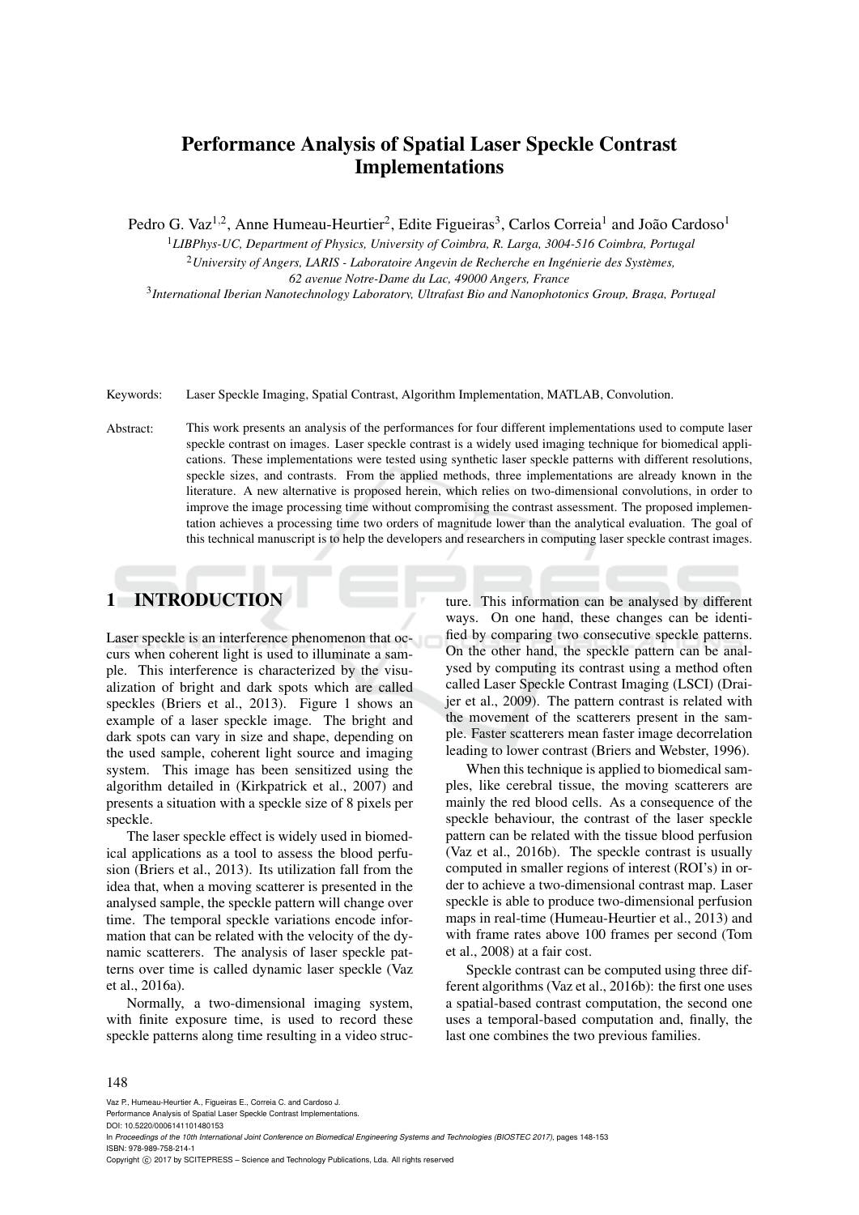# Performance Analysis of Spatial Laser Speckle Contrast Implementations

Pedro G. Vaz[1,2], Anne Humeau-Heurtier[2], Edite Figueiras[3], Carlos Correia[1] and João Cardoso[1]

[1]*LIBPhys-UC, Department of Physics, University of Coimbra, R. Larga, 3004-516 Coimbra, Portugal*
[2]*University of Angers, LARIS - Laboratoire Angevin de Recherche en Ingénierie des Systèmes, 62 avenue Notre-Dame du Lac, 49000 Angers, France*
[3]*International Iberian Nanotechnology Laboratory, Ultrafast Bio and Nanophotonics Group, Braga, Portugal*

Keywords: Laser Speckle Imaging, Spatial Contrast, Algorithm Implementation, MATLAB, Convolution.

Abstract: This work presents an analysis of the performances for four different implementations used to compute laser speckle contrast on images. Laser speckle contrast is a widely used imaging technique for biomedical applications. These implementations were tested using synthetic laser speckle patterns with different resolutions, speckle sizes, and contrasts. From the applied methods, three implementations are already known in the literature. A new alternative is proposed herein, which relies on two-dimensional convolutions, in order to improve the image processing time without compromising the contrast assessment. The proposed implementation achieves a processing time two orders of magnitude lower than the analytical evaluation. The goal of this technical manuscript is to help the developers and researchers in computing laser speckle contrast images.

## 1 INTRODUCTION

Laser speckle is an interference phenomenon that occurs when coherent light is used to illuminate a sample. This interference is characterized by the visualization of bright and dark spots which are called speckles (Briers et al., 2013). Figure 1 shows an example of a laser speckle image. The bright and dark spots can vary in size and shape, depending on the used sample, coherent light source and imaging system. This image has been sensitized using the algorithm detailed in (Kirkpatrick et al., 2007) and presents a situation with a speckle size of 8 pixels per speckle.

The laser speckle effect is widely used in biomedical applications as a tool to assess the blood perfusion (Briers et al., 2013). Its utilization fall from the idea that, when a moving scatterer is presented in the analysed sample, the speckle pattern will change over time. The temporal speckle variations encode information that can be related with the velocity of the dynamic scatterers. The analysis of laser speckle patterns over time is called dynamic laser speckle (Vaz et al., 2016a).

Normally, a two-dimensional imaging system, with finite exposure time, is used to record these speckle patterns along time resulting in a video structure. This information can be analysed by different ways. On one hand, these changes can be identified by comparing two consecutive speckle patterns. On the other hand, the speckle pattern can be analysed by computing its contrast using a method often called Laser Speckle Contrast Imaging (LSCI) (Draijer et al., 2009). The pattern contrast is related with the movement of the scatterers present in the sample. Faster scatterers mean faster image decorrelation leading to lower contrast (Briers and Webster, 1996).

When this technique is applied to biomedical samples, like cerebral tissue, the moving scatterers are mainly the red blood cells. As a consequence of the speckle behaviour, the contrast of the laser speckle pattern can be related with the tissue blood perfusion (Vaz et al., 2016b). The speckle contrast is usually computed in smaller regions of interest (ROI's) in order to achieve a two-dimensional contrast map. Laser speckle is able to produce two-dimensional perfusion maps in real-time (Humeau-Heurtier et al., 2013) and with frame rates above 100 frames per second (Tom et al., 2008) at a fair cost.

Speckle contrast can be computed using three different algorithms (Vaz et al., 2016b): the first one uses a spatial-based contrast computation, the second one uses a temporal-based computation and, finally, the last one combines the two previous families.

Vaz P., Humeau-Heurtier A., Figueiras E., Correia C. and Cardoso J.
Performance Analysis of Spatial Laser Speckle Contrast Implementations.
DOI: 10.5220/0006141101480153
In *Proceedings of the 10th International Joint Conference on Biomedical Engineering Systems and Technologies (BIOSTEC 2017)*, pages 148-153
ISBN: 978-989-758-214-1
Copyright © 2017 by SCITEPRESS – Science and Technology Publications, Lda. All rights reserved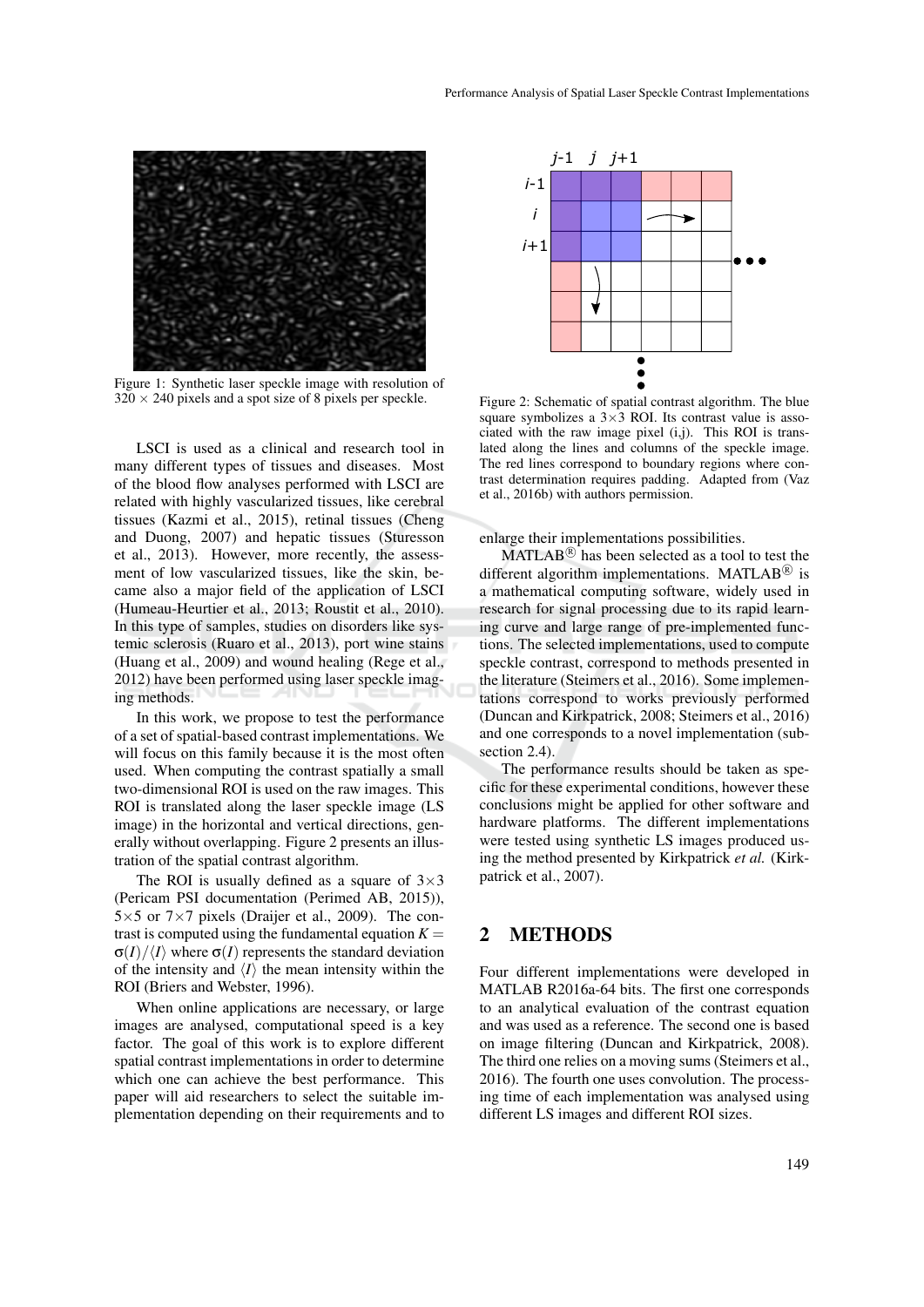Figure 1: Synthetic laser speckle image with resolution of $320 \times 240$ pixels and a spot size of 8 pixels per speckle.

Figure 2: Schematic of spatial contrast algorithm. The blue square symbolizes a $3\times3$ ROI. Its contrast value is associated with the raw image pixel (i,j). This ROI is translated along the lines and columns of the speckle image. The red lines correspond to boundary regions where contrast determination requires padding. Adapted from (Vaz et al., 2016b) with authors permission.

LSCI is used as a clinical and research tool in many different types of tissues and diseases. Most of the blood flow analyses performed with LSCI are related with highly vascularized tissues, like cerebral tissues (Kazmi et al., 2015), retinal tissues (Cheng and Duong, 2007) and hepatic tissues (Sturesson et al., 2013). However, more recently, the assessment of low vascularized tissues, like the skin, became also a major field of the application of LSCI (Humeau-Heurtier et al., 2013; Roustit et al., 2010). In this type of samples, studies on disorders like systemic sclerosis (Ruaro et al., 2013), port wine stains (Huang et al., 2009) and wound healing (Rege et al., 2012) have been performed using laser speckle imaging methods.

In this work, we propose to test the performance of a set of spatial-based contrast implementations. We will focus on this family because it is the most often used. When computing the contrast spatially a small two-dimensional ROI is used on the raw images. This ROI is translated along the laser speckle image (LS image) in the horizontal and vertical directions, generally without overlapping. Figure 2 presents an illustration of the spatial contrast algorithm.

The ROI is usually defined as a square of $3\times3$ (Pericam PSI documentation (Perimed AB, 2015)), $5\times5$ or $7\times7$ pixels (Draijer et al., 2009). The contrast is computed using the fundamental equation $K = \sigma(I)/\langle I\rangle$ where $\sigma(I)$ represents the standard deviation of the intensity and $\langle I\rangle$ the mean intensity within the ROI (Briers and Webster, 1996).

When online applications are necessary, or large images are analysed, computational speed is a key factor. The goal of this work is to explore different spatial contrast implementations in order to determine which one can achieve the best performance. This paper will aid researchers to select the suitable implementation depending on their requirements and to enlarge their implementations possibilities.

MATLAB® has been selected as a tool to test the different algorithm implementations. MATLAB® is a mathematical computing software, widely used in research for signal processing due to its rapid learning curve and large range of pre-implemented functions. The selected implementations, used to compute speckle contrast, correspond to methods presented in the literature (Steimers et al., 2016). Some implementations correspond to works previously performed (Duncan and Kirkpatrick, 2008; Steimers et al., 2016) and one corresponds to a novel implementation (subsection 2.4).

The performance results should be taken as specific for these experimental conditions, however these conclusions might be applied for other software and hardware platforms. The different implementations were tested using synthetic LS images produced using the method presented by Kirkpatrick *et al.* (Kirkpatrick et al., 2007).

## 2 METHODS

Four different implementations were developed in MATLAB R2016a-64 bits. The first one corresponds to an analytical evaluation of the contrast equation and was used as a reference. The second one is based on image filtering (Duncan and Kirkpatrick, 2008). The third one relies on a moving sums (Steimers et al., 2016). The fourth one uses convolution. The processing time of each implementation was analysed using different LS images and different ROI sizes.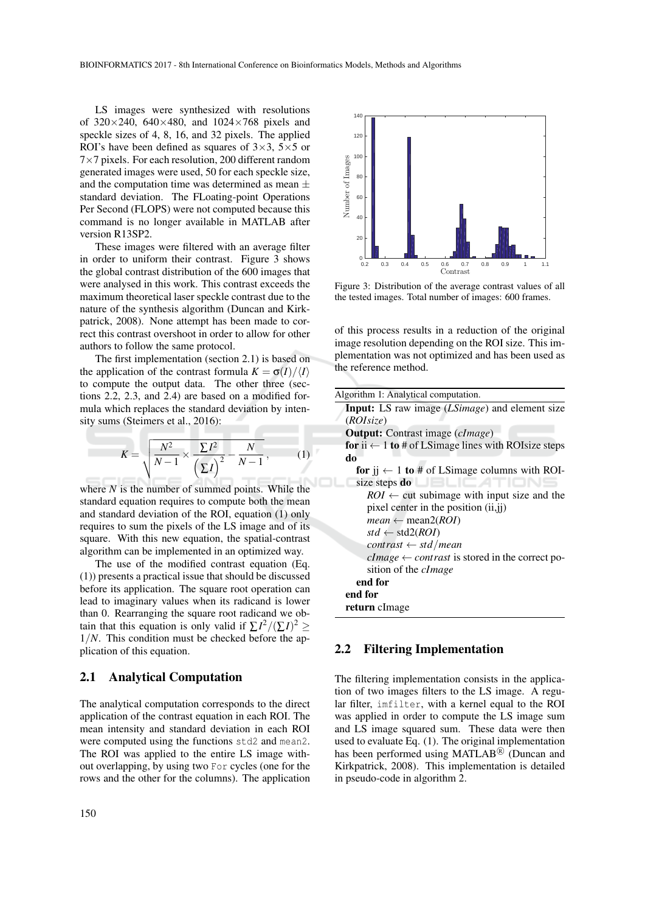LS images were synthesized with resolutions of 320×240, 640×480, and 1024×768 pixels and speckle sizes of 4, 8, 16, and 32 pixels. The applied ROI's have been defined as squares of 3×3, 5×5 or 7×7 pixels. For each resolution, 200 different random generated images were used, 50 for each speckle size, and the computation time was determined as mean ± standard deviation. The FLoating-point Operations Per Second (FLOPS) were not computed because this command is no longer available in MATLAB after version R13SP2.

These images were filtered with an average filter in order to uniform their contrast. Figure 3 shows the global contrast distribution of the 600 images that were analysed in this work. This contrast exceeds the maximum theoretical laser speckle contrast due to the nature of the synthesis algorithm (Duncan and Kirkpatrick, 2008). None attempt has been made to correct this contrast overshoot in order to allow for other authors to follow the same protocol.

The first implementation (section 2.1) is based on the application of the contrast formula $K = \sigma(I)/\langle I \rangle$ to compute the output data. The other three (sections 2.2, 2.3, and 2.4) are based on a modified formula which replaces the standard deviation by intensity sums (Steimers et al., 2016):

$$K = \sqrt{\frac{N^2}{N-1} \times \frac{\sum I^2}{\left(\sum I\right)^2} - \frac{N}{N-1}}, \qquad (1)$$

where $N$ is the number of summed points. While the standard equation requires to compute both the mean and standard deviation of the ROI, equation (1) only requires to sum the pixels of the LS image and of its square. With this new equation, the spatial-contrast algorithm can be implemented in an optimized way.

The use of the modified contrast equation (Eq. (1)) presents a practical issue that should be discussed before its application. The square root operation can lead to imaginary values when its radicand is lower than 0. Rearranging the square root radicand we obtain that this equation is only valid if $\sum I^2/(\sum I)^2 \geq 1/N$. This condition must be checked before the application of this equation.

## 2.1 Analytical Computation

The analytical computation corresponds to the direct application of the contrast equation in each ROI. The mean intensity and standard deviation in each ROI were computed using the functions `std2` and `mean2`. The ROI was applied to the entire LS image without overlapping, by using two `For` cycles (one for the rows and the other for the columns). The application of this process results in a reduction of the original image resolution depending on the ROI size. This implementation was not optimized and has been used as the reference method.

Figure 3: Distribution of the average contrast values of all the tested images. Total number of images: 600 frames.

Algorithm 1: Analytical computation.

**Input:** LS raw image (*LSimage*) and element size (*ROIsize*)
**Output:** Contrast image (*cImage*)
**for** ii ← 1 **to** # of LSimage lines with ROIsize steps **do**
  **for** jj ← 1 **to** # of LSimage columns with ROIsize steps **do**
    *ROI* ← cut subimage with input size and the pixel center in the position (ii,jj)
    *mean* ← mean2(*ROI*)
    *std* ← std2(*ROI*)
    *contrast* ← *std*/*mean*
    *cImage* ← *contrast* is stored in the correct position of the *cImage*
  **end for**
**end for**
**return** cImage

## 2.2 Filtering Implementation

The filtering implementation consists in the application of two images filters to the LS image. A regular filter, `imfilter`, with a kernel equal to the ROI was applied in order to compute the LS image sum and LS image squared sum. These data were then used to evaluate Eq. (1). The original implementation has been performed using MATLAB® (Duncan and Kirkpatrick, 2008). This implementation is detailed in pseudo-code in algorithm 2.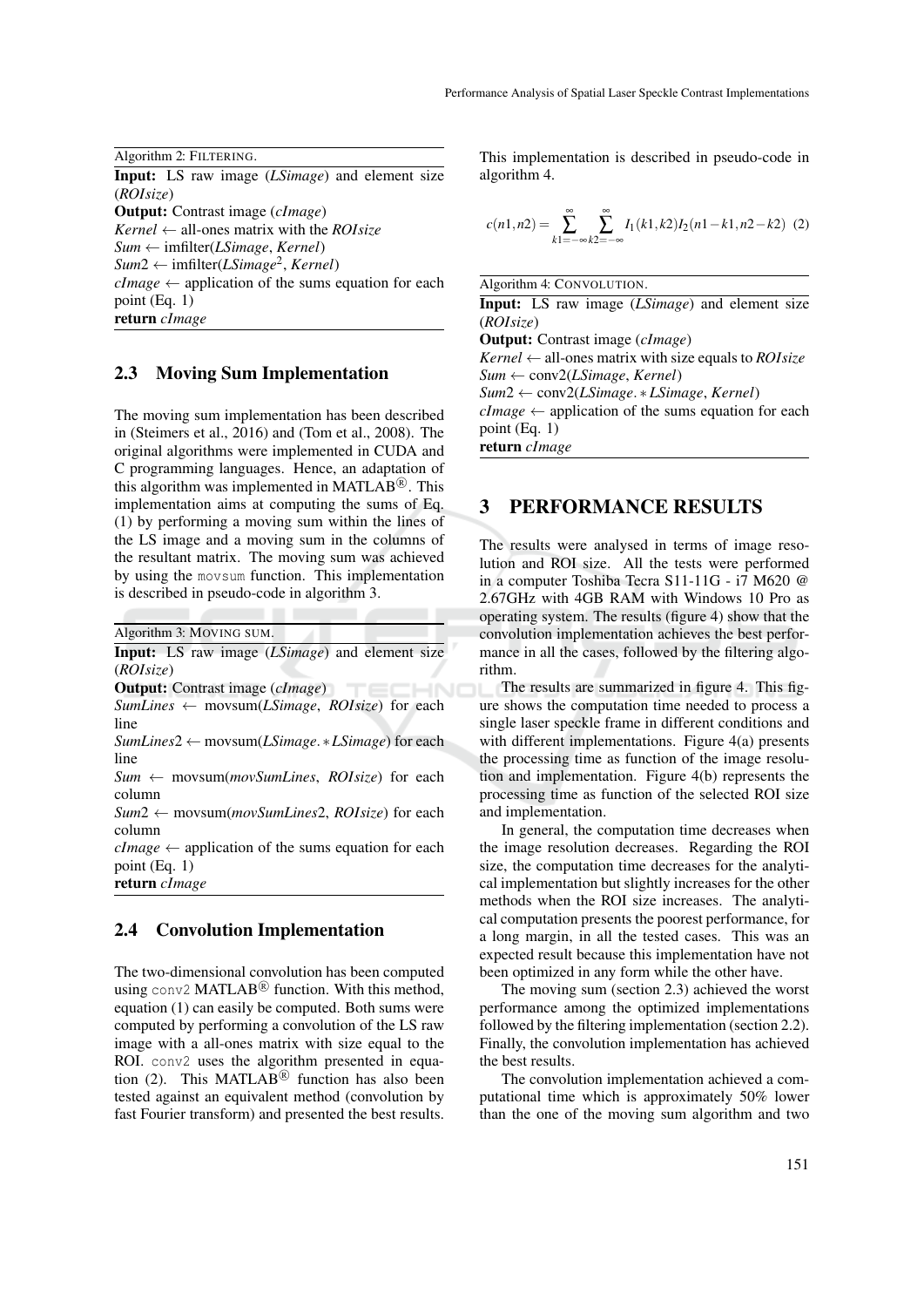Algorithm 2: FILTERING.

**Input:** LS raw image (*LSimage*) and element size (*ROIsize*)
**Output:** Contrast image (*cImage*)
*Kernel* ← all-ones matrix with the *ROIsize*
*Sum* ← imfilter(*LSimage*, *Kernel*)
*Sum*2 ← imfilter(*LSimage*$^2$, *Kernel*)
*cImage* ← application of the sums equation for each point (Eq. 1)
**return** *cImage*

### 2.3 Moving Sum Implementation

The moving sum implementation has been described in (Steimers et al., 2016) and (Tom et al., 2008). The original algorithms were implemented in CUDA and C programming languages. Hence, an adaptation of this algorithm was implemented in MATLAB®. This implementation aims at computing the sums of Eq. (1) by performing a moving sum within the lines of the LS image and a moving sum in the columns of the resultant matrix. The moving sum was achieved by using the `movsum` function. This implementation is described in pseudo-code in algorithm 3.

Algorithm 3: MOVING SUM.

**Input:** LS raw image (*LSimage*) and element size (*ROIsize*)
**Output:** Contrast image (*cImage*)
*SumLines* ← movsum(*LSimage*, *ROIsize*) for each line
*SumLines*2 ← movsum(*LSimage*. ∗ *LSimage*) for each line
*Sum* ← movsum(*movSumLines*, *ROIsize*) for each column
*Sum*2 ← movsum(*movSumLines*2, *ROIsize*) for each column
*cImage* ← application of the sums equation for each point (Eq. 1)
**return** *cImage*

### 2.4 Convolution Implementation

The two-dimensional convolution has been computed using `conv2` MATLAB® function. With this method, equation (1) can easily be computed. Both sums were computed by performing a convolution of the LS raw image with a all-ones matrix with size equal to the ROI. `conv2` uses the algorithm presented in equation (2). This MATLAB® function has also been tested against an equivalent method (convolution by fast Fourier transform) and presented the best results. This implementation is described in pseudo-code in algorithm 4.

$$c(n1,n2) = \sum_{k1=-\infty}^{\infty} \sum_{k2=-\infty}^{\infty} I_1(k1,k2) I_2(n1-k1,n2-k2) \quad (2)$$

Algorithm 4: CONVOLUTION.

**Input:** LS raw image (*LSimage*) and element size (*ROIsize*)
**Output:** Contrast image (*cImage*)
*Kernel* ← all-ones matrix with size equals to *ROIsize*
*Sum* ← conv2(*LSimage*, *Kernel*)
*Sum*2 ← conv2(*LSimage*. ∗ *LSimage*, *Kernel*)
*cImage* ← application of the sums equation for each point (Eq. 1)
**return** *cImage*

## 3 PERFORMANCE RESULTS

The results were analysed in terms of image resolution and ROI size. All the tests were performed in a computer Toshiba Tecra S11-11G - i7 M620 @ 2.67GHz with 4GB RAM with Windows 10 Pro as operating system. The results (figure 4) show that the convolution implementation achieves the best performance in all the cases, followed by the filtering algorithm.

The results are summarized in figure 4. This figure shows the computation time needed to process a single laser speckle frame in different conditions and with different implementations. Figure 4(a) presents the processing time as function of the image resolution and implementation. Figure 4(b) represents the processing time as function of the selected ROI size and implementation.

In general, the computation time decreases when the image resolution decreases. Regarding the ROI size, the computation time decreases for the analytical implementation but slightly increases for the other methods when the ROI size increases. The analytical computation presents the poorest performance, for a long margin, in all the tested cases. This was an expected result because this implementation have not been optimized in any form while the other have.

The moving sum (section 2.3) achieved the worst performance among the optimized implementations followed by the filtering implementation (section 2.2). Finally, the convolution implementation has achieved the best results.

The convolution implementation achieved a computational time which is approximately 50% lower than the one of the moving sum algorithm and two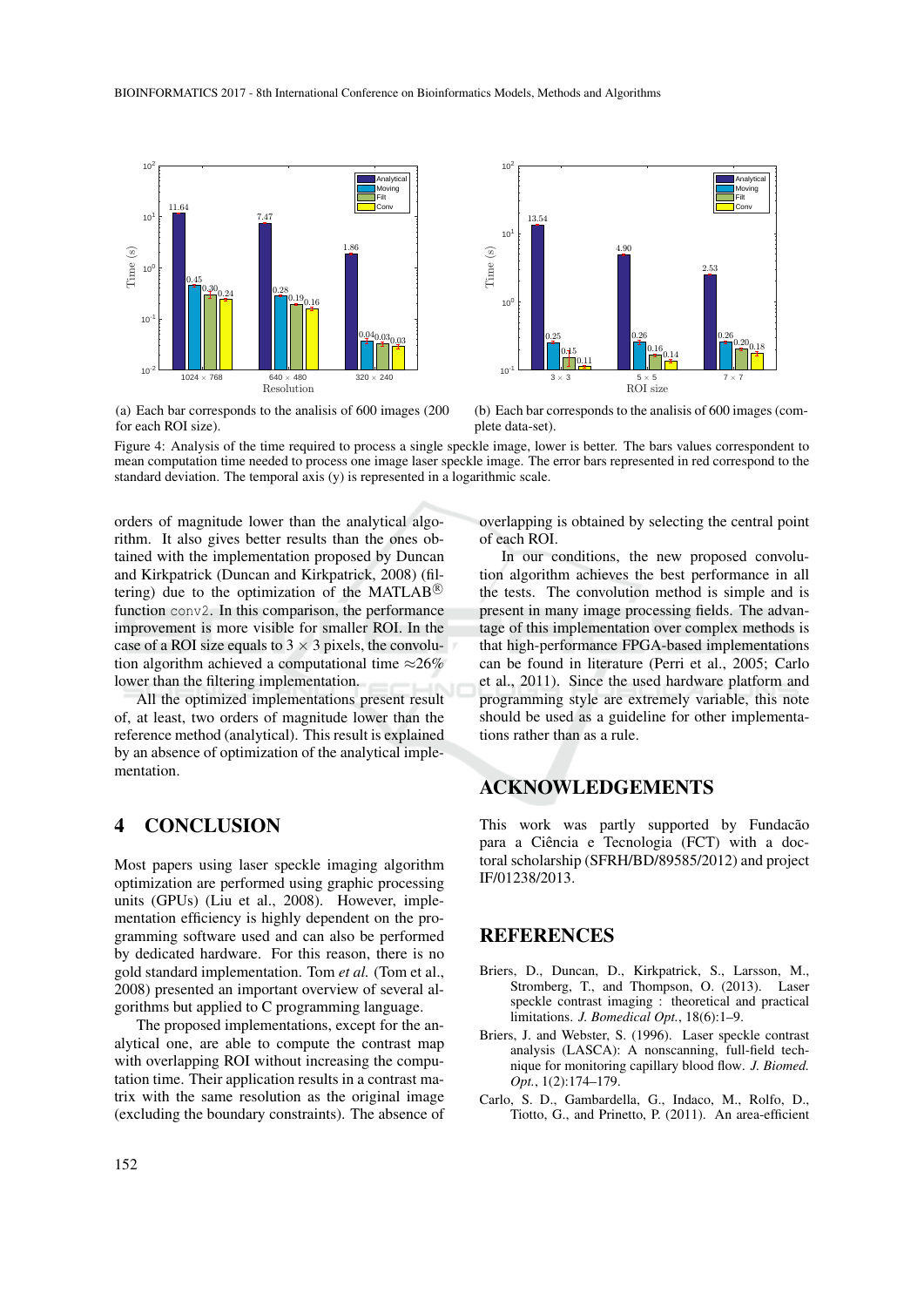(a) Each bar corresponds to the analisis of 600 images (200 for each ROI size).

(b) Each bar corresponds to the analisis of 600 images (complete data-set).

Figure 4: Analysis of the time required to process a single speckle image, lower is better. The bars values correspondent to mean computation time needed to process one image laser speckle image. The error bars represented in red correspond to the standard deviation. The temporal axis (y) is represented in a logarithmic scale.

orders of magnitude lower than the analytical algorithm. It also gives better results than the ones obtained with the implementation proposed by Duncan and Kirkpatrick (Duncan and Kirkpatrick, 2008) (filtering) due to the optimization of the MATLAB® function `conv2`. In this comparison, the performance improvement is more visible for smaller ROI. In the case of a ROI size equals to $3 \times 3$ pixels, the convolution algorithm achieved a computational time $\approx 26\%$ lower than the filtering implementation.

All the optimized implementations present result of, at least, two orders of magnitude lower than the reference method (analytical). This result is explained by an absence of optimization of the analytical implementation.

## 4 CONCLUSION

Most papers using laser speckle imaging algorithm optimization are performed using graphic processing units (GPUs) (Liu et al., 2008). However, implementation efficiency is highly dependent on the programming software used and can also be performed by dedicated hardware. For this reason, there is no gold standard implementation. Tom *et al.* (Tom et al., 2008) presented an important overview of several algorithms but applied to C programming language.

The proposed implementations, except for the analytical one, are able to compute the contrast map with overlapping ROI without increasing the computation time. Their application results in a contrast matrix with the same resolution as the original image (excluding the boundary constraints). The absence of overlapping is obtained by selecting the central point of each ROI.

In our conditions, the new proposed convolution algorithm achieves the best performance in all the tests. The convolution method is simple and is present in many image processing fields. The advantage of this implementation over complex methods is that high-performance FPGA-based implementations can be found in literature (Perri et al., 2005; Carlo et al., 2011). Since the used hardware platform and programming style are extremely variable, this note should be used as a guideline for other implementations rather than as a rule.

## ACKNOWLEDGEMENTS

This work was partly supported by Fundacão para a Ciência e Tecnologia (FCT) with a doctoral scholarship (SFRH/BD/89585/2012) and project IF/01238/2013.

## REFERENCES

Briers, D., Duncan, D., Kirkpatrick, S., Larsson, M., Stromberg, T., and Thompson, O. (2013). Laser speckle contrast imaging : theoretical and practical limitations. *J. Bomedical Opt.*, 18(6):1–9.

Briers, J. and Webster, S. (1996). Laser speckle contrast analysis (LASCA): A nonscanning, full-field technique for monitoring capillary blood flow. *J. Biomed. Opt.*, 1(2):174–179.

Carlo, S. D., Gambardella, G., Indaco, M., Rolfo, D., Tiotto, G., and Prinetto, P. (2011). An area-efficient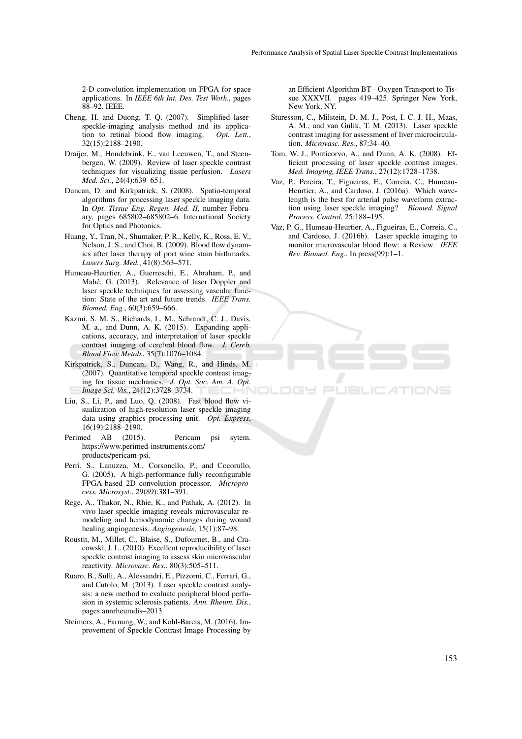2-D convolution implementation on FPGA for space applications. In *IEEE 6th Int. Des. Test Work.*, pages 88–92. IEEE.

Cheng, H. and Duong, T. Q. (2007). Simplified laser-speckle-imaging analysis method and its application to retinal blood flow imaging. *Opt. Lett.*, 32(15):2188–2190.

Draijer, M., Hondebrink, E., van Leeuwen, T., and Steenbergen, W. (2009). Review of laser speckle contrast techniques for visualizing tissue perfusion. *Lasers Med. Sci.*, 24(4):639–651.

Duncan, D. and Kirkpatrick, S. (2008). Spatio-temporal algorithms for processing laser speckle imaging data. In *Opt. Tissue Eng. Regen. Med. II*, number February, pages 685802–685802–6. International Society for Optics and Photonics.

Huang, Y., Tran, N., Shumaker, P. R., Kelly, K., Ross, E. V., Nelson, J. S., and Choi, B. (2009). Blood flow dynamics after laser therapy of port wine stain birthmarks. *Lasers Surg. Med.*, 41(8):563–571.

Humeau-Heurtier, A., Guerreschi, E., Abraham, P., and Mahé, G. (2013). Relevance of laser Doppler and laser speckle techniques for assessing vascular function: State of the art and future trends. *IEEE Trans. Biomed. Eng.*, 60(3):659–666.

Kazmi, S. M. S., Richards, L. M., Schrandt, C. J., Davis, M. a., and Dunn, A. K. (2015). Expanding applications, accuracy, and interpretation of laser speckle contrast imaging of cerebral blood flow. *J. Cereb. Blood Flow Metab.*, 35(7):1076–1084.

Kirkpatrick, S., Duncan, D., Wang, R., and Hinds, M. (2007). Quantitative temporal speckle contrast imaging for tissue mechanics. *J. Opt. Soc. Am. A. Opt. Image Sci. Vis.*, 24(12):3728–3734.

Liu, S., Li, P., and Luo, Q. (2008). Fast blood flow visualization of high-resolution laser speckle imaging data using graphics processing unit. *Opt. Express*, 16(19):2188–2190.

Perimed AB (2015). Pericam psi sytem. https://www.perimed-instruments.com/products/pericam-psi.

Perri, S., Lanuzza, M., Corsonello, P., and Cocorullo, G. (2005). A high-performance fully reconfigurable FPGA-based 2D convolution processor. *Microprocess. Microsyst.*, 29(89):381–391.

Rege, A., Thakor, N., Rhie, K., and Pathak, A. (2012). In vivo laser speckle imaging reveals microvascular remodeling and hemodynamic changes during wound healing angiogenesis. *Angiogenesis*, 15(1):87–98.

Roustit, M., Millet, C., Blaise, S., Dufournet, B., and Cracowski, J. L. (2010). Excellent reproducibility of laser speckle contrast imaging to assess skin microvascular reactivity. *Microvasc. Res.*, 80(3):505–511.

Ruaro, B., Sulli, A., Alessandri, E., Pizzorni, C., Ferrari, G., and Cutolo, M. (2013). Laser speckle contrast analysis: a new method to evaluate peripheral blood perfusion in systemic sclerosis patients. *Ann. Rheum. Dis.*, pages annrheumdis–2013.

Steimers, A., Farnung, W., and Kohl-Bareis, M. (2016). Improvement of Speckle Contrast Image Processing by an Efficient Algorithm BT - Oxygen Transport to Tissue XXXVII. pages 419–425. Springer New York, New York, NY.

Sturesson, C., Milstein, D. M. J., Post, I. C. J. H., Maas, A. M., and van Gulik, T. M. (2013). Laser speckle contrast imaging for assessment of liver microcirculation. *Microvasc. Res.*, 87:34–40.

Tom, W. J., Ponticorvo, A., and Dunn, A. K. (2008). Efficient processing of laser speckle contrast images. *Med. Imaging, IEEE Trans.*, 27(12):1728–1738.

Vaz, P., Pereira, T., Figueiras, E., Correia, C., Humeau-Heurtier, A., and Cardoso, J. (2016a). Which wavelength is the best for arterial pulse waveform extraction using laser speckle imaging? *Biomed. Signal Process. Control*, 25:188–195.

Vaz, P. G., Humeau-Heurtier, A., Figueiras, E., Correia, C., and Cardoso, J. (2016b). Laser speckle imaging to monitor microvascular blood flow: a Review. *IEEE Rev. Biomed. Eng.*, In press(99):1–1.